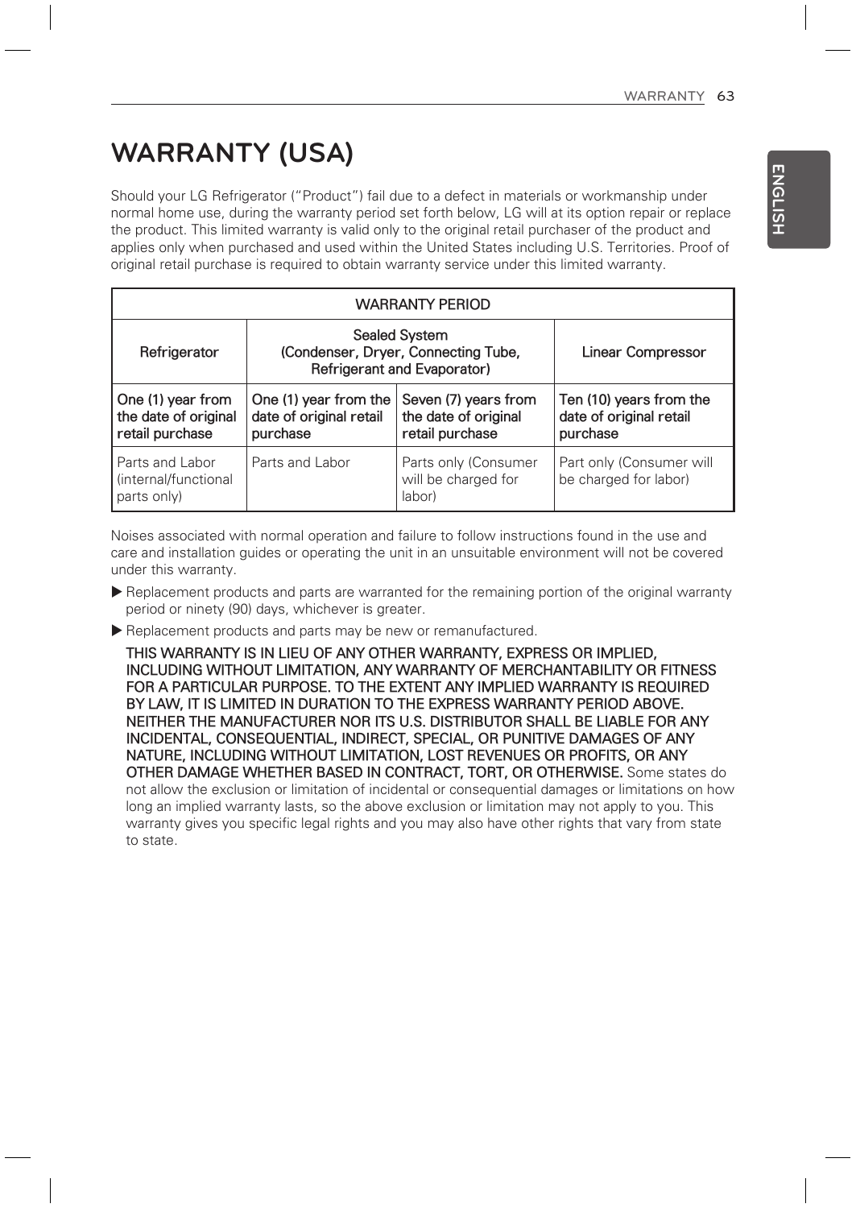# WARRANTY (USA)

Should your LG Refrigerator ("Product") fail due to a defect in materials or workmanship under normal home use, during the warranty period set forth below, LG will at its option repair or replace the product. This limited warranty is valid only to the original retail purchaser of the product and applies only when purchased and used within the United States including U.S. Territories. Proof of original retail purchase is required to obtain warranty service under this limited warranty.

| WARRANTY PERIOD | | | |
|---|---|---|---|
| Refrigerator | Sealed System (Condenser, Dryer, Connecting Tube, Refrigerant and Evaporator) | | Linear Compressor |
| **One (1) year from the date of original retail purchase** | **One (1) year from the date of original retail purchase** | **Seven (7) years from the date of original retail purchase** | **Ten (10) years from the date of original retail purchase** |
| Parts and Labor (internal/functional parts only) | Parts and Labor | Parts only (Consumer will be charged for labor) | Part only (Consumer will be charged for labor) |

Noises associated with normal operation and failure to follow instructions found in the use and care and installation guides or operating the unit in an unsuitable environment will not be covered under this warranty.

- Replacement products and parts are warranted for the remaining portion of the original warranty period or ninety (90) days, whichever is greater.
- Replacement products and parts may be new or remanufactured.

**THIS WARRANTY IS IN LIEU OF ANY OTHER WARRANTY, EXPRESS OR IMPLIED, INCLUDING WITHOUT LIMITATION, ANY WARRANTY OF MERCHANTABILITY OR FITNESS FOR A PARTICULAR PURPOSE. TO THE EXTENT ANY IMPLIED WARRANTY IS REQUIRED BY LAW, IT IS LIMITED IN DURATION TO THE EXPRESS WARRANTY PERIOD ABOVE. NEITHER THE MANUFACTURER NOR ITS U.S. DISTRIBUTOR SHALL BE LIABLE FOR ANY INCIDENTAL, CONSEQUENTIAL, INDIRECT, SPECIAL, OR PUNITIVE DAMAGES OF ANY NATURE, INCLUDING WITHOUT LIMITATION, LOST REVENUES OR PROFITS, OR ANY OTHER DAMAGE WHETHER BASED IN CONTRACT, TORT, OR OTHERWISE.** Some states do not allow the exclusion or limitation of incidental or consequential damages or limitations on how long an implied warranty lasts, so the above exclusion or limitation may not apply to you. This warranty gives you specific legal rights and you may also have other rights that vary from state to state.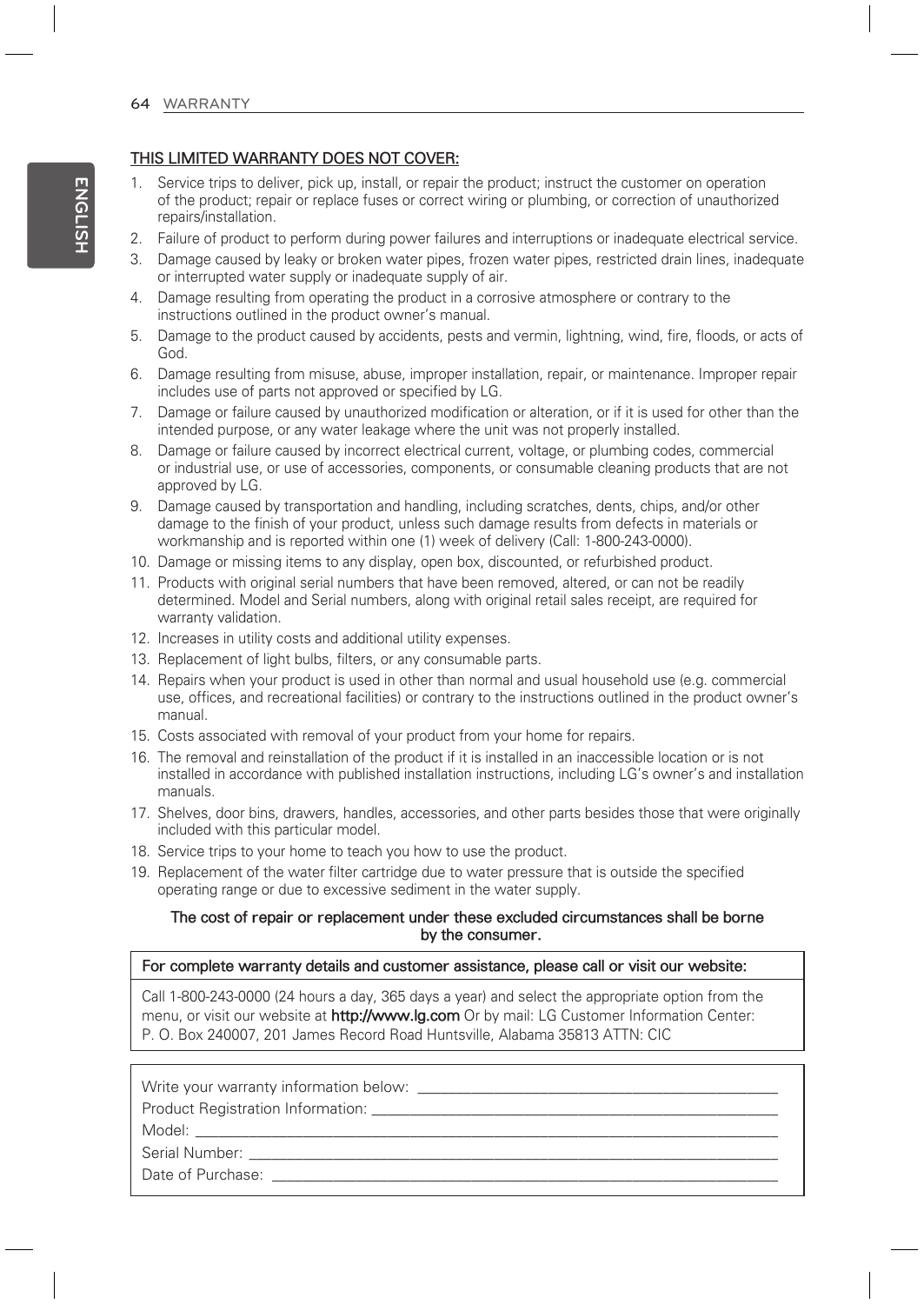## THIS LIMITED WARRANTY DOES NOT COVER:

1. Service trips to deliver, pick up, install, or repair the product; instruct the customer on operation of the product; repair or replace fuses or correct wiring or plumbing, or correction of unauthorized repairs/installation.
2. Failure of product to perform during power failures and interruptions or inadequate electrical service.
3. Damage caused by leaky or broken water pipes, frozen water pipes, restricted drain lines, inadequate or interrupted water supply or inadequate supply of air.
4. Damage resulting from operating the product in a corrosive atmosphere or contrary to the instructions outlined in the product owner's manual.
5. Damage to the product caused by accidents, pests and vermin, lightning, wind, fire, floods, or acts of God.
6. Damage resulting from misuse, abuse, improper installation, repair, or maintenance. Improper repair includes use of parts not approved or specified by LG.
7. Damage or failure caused by unauthorized modification or alteration, or if it is used for other than the intended purpose, or any water leakage where the unit was not properly installed.
8. Damage or failure caused by incorrect electrical current, voltage, or plumbing codes, commercial or industrial use, or use of accessories, components, or consumable cleaning products that are not approved by LG.
9. Damage caused by transportation and handling, including scratches, dents, chips, and/or other damage to the finish of your product, unless such damage results from defects in materials or workmanship and is reported within one (1) week of delivery (Call: 1-800-243-0000).
10. Damage or missing items to any display, open box, discounted, or refurbished product.
11. Products with original serial numbers that have been removed, altered, or can not be readily determined. Model and Serial numbers, along with original retail sales receipt, are required for warranty validation.
12. Increases in utility costs and additional utility expenses.
13. Replacement of light bulbs, filters, or any consumable parts.
14. Repairs when your product is used in other than normal and usual household use (e.g. commercial use, offices, and recreational facilities) or contrary to the instructions outlined in the product owner's manual.
15. Costs associated with removal of your product from your home for repairs.
16. The removal and reinstallation of the product if it is installed in an inaccessible location or is not installed in accordance with published installation instructions, including LG's owner's and installation manuals.
17. Shelves, door bins, drawers, handles, accessories, and other parts besides those that were originally included with this particular model.
18. Service trips to your home to teach you how to use the product.
19. Replacement of the water filter cartridge due to water pressure that is outside the specified operating range or due to excessive sediment in the water supply.

**The cost of repair or replacement under these excluded circumstances shall be borne by the consumer.**

**For complete warranty details and customer assistance, please call or visit our website:**

Call 1-800-243-0000 (24 hours a day, 365 days a year) and select the appropriate option from the menu, or visit our website at **http://www.lg.com** Or by mail: LG Customer Information Center: P. O. Box 240007, 201 James Record Road Huntsville, Alabama 35813 ATTN: CIC

Write your warranty information below: ____________________

Product Registration Information: ____________________

Model: ____________________

Serial Number: ____________________

Date of Purchase: ____________________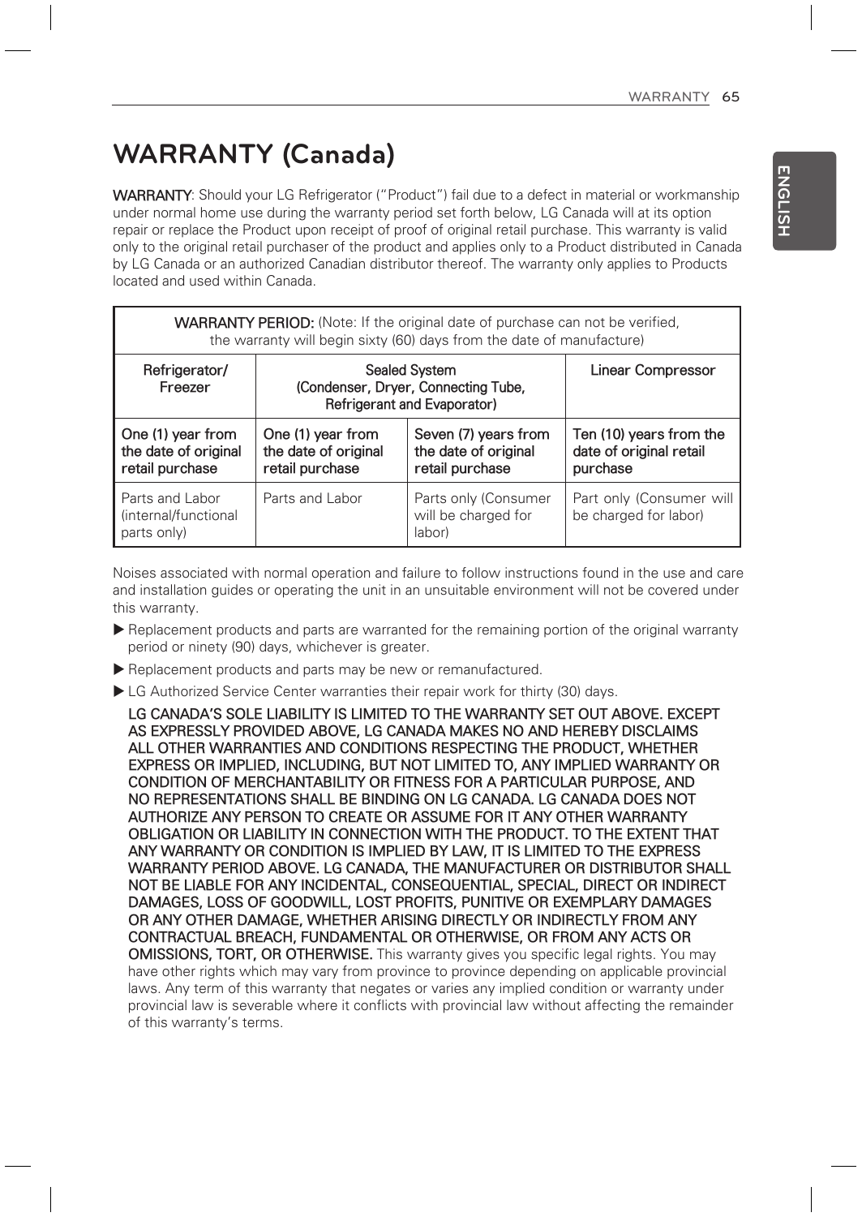# WARRANTY (Canada)

**WARRANTY**: Should your LG Refrigerator ("Product") fail due to a defect in material or workmanship under normal home use during the warranty period set forth below, LG Canada will at its option repair or replace the Product upon receipt of proof of original retail purchase. This warranty is valid only to the original retail purchaser of the product and applies only to a Product distributed in Canada by LG Canada or an authorized Canadian distributor thereof. The warranty only applies to Products located and used within Canada.

| **WARRANTY PERIOD:** (Note: If the original date of purchase can not be verified, the warranty will begin sixty (60) days from the date of manufacture) | | | |
|---|---|---|---|
| **Refrigerator/ Freezer** | **Sealed System (Condenser, Dryer, Connecting Tube, Refrigerant and Evaporator)** | | **Linear Compressor** |
| **One (1) year from the date of original retail purchase** | **One (1) year from the date of original retail purchase** | **Seven (7) years from the date of original retail purchase** | **Ten (10) years from the date of original retail purchase** |
| Parts and Labor (internal/functional parts only) | Parts and Labor | Parts only (Consumer will be charged for labor) | Part only (Consumer will be charged for labor) |

Noises associated with normal operation and failure to follow instructions found in the use and care and installation guides or operating the unit in an unsuitable environment will not be covered under this warranty.

- Replacement products and parts are warranted for the remaining portion of the original warranty period or ninety (90) days, whichever is greater.
- Replacement products and parts may be new or remanufactured.
- LG Authorized Service Center warranties their repair work for thirty (30) days.

**LG CANADA'S SOLE LIABILITY IS LIMITED TO THE WARRANTY SET OUT ABOVE. EXCEPT AS EXPRESSLY PROVIDED ABOVE, LG CANADA MAKES NO AND HEREBY DISCLAIMS ALL OTHER WARRANTIES AND CONDITIONS RESPECTING THE PRODUCT, WHETHER EXPRESS OR IMPLIED, INCLUDING, BUT NOT LIMITED TO, ANY IMPLIED WARRANTY OR CONDITION OF MERCHANTABILITY OR FITNESS FOR A PARTICULAR PURPOSE, AND NO REPRESENTATIONS SHALL BE BINDING ON LG CANADA. LG CANADA DOES NOT AUTHORIZE ANY PERSON TO CREATE OR ASSUME FOR IT ANY OTHER WARRANTY OBLIGATION OR LIABILITY IN CONNECTION WITH THE PRODUCT. TO THE EXTENT THAT ANY WARRANTY OR CONDITION IS IMPLIED BY LAW, IT IS LIMITED TO THE EXPRESS WARRANTY PERIOD ABOVE. LG CANADA, THE MANUFACTURER OR DISTRIBUTOR SHALL NOT BE LIABLE FOR ANY INCIDENTAL, CONSEQUENTIAL, SPECIAL, DIRECT OR INDIRECT DAMAGES, LOSS OF GOODWILL, LOST PROFITS, PUNITIVE OR EXEMPLARY DAMAGES OR ANY OTHER DAMAGE, WHETHER ARISING DIRECTLY OR INDIRECTLY FROM ANY CONTRACTUAL BREACH, FUNDAMENTAL OR OTHERWISE, OR FROM ANY ACTS OR OMISSIONS, TORT, OR OTHERWISE.** This warranty gives you specific legal rights. You may have other rights which may vary from province to province depending on applicable provincial laws. Any term of this warranty that negates or varies any implied condition or warranty under provincial law is severable where it conflicts with provincial law without affecting the remainder of this warranty's terms.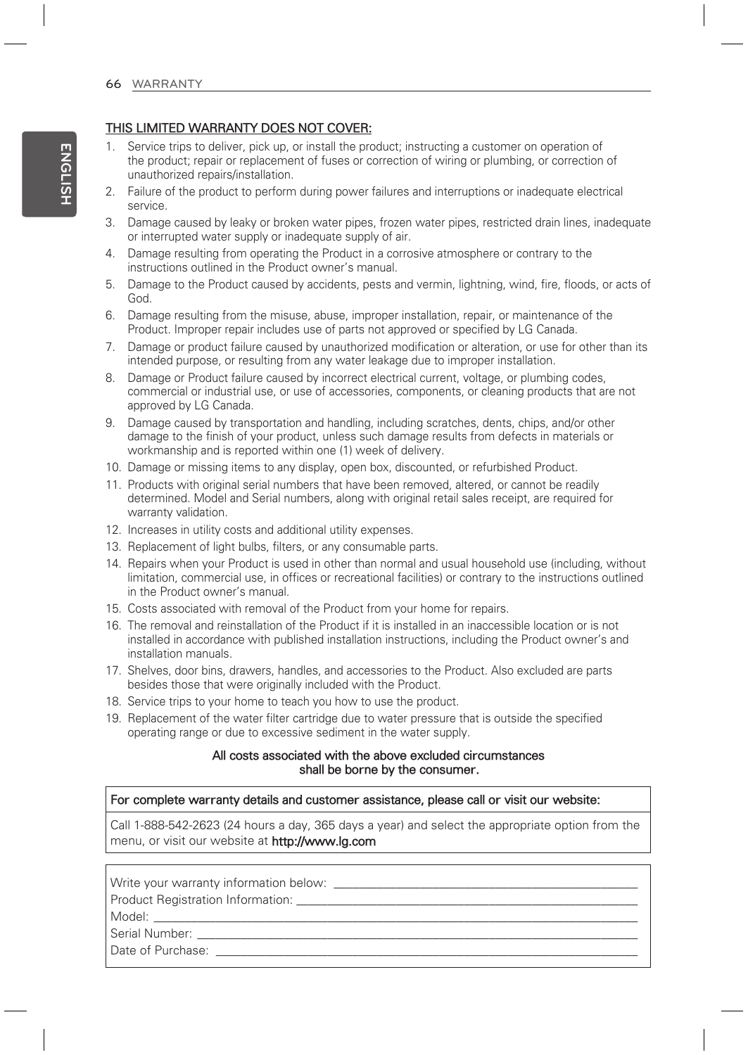## THIS LIMITED WARRANTY DOES NOT COVER:

1. Service trips to deliver, pick up, or install the product; instructing a customer on operation of the product; repair or replacement of fuses or correction of wiring or plumbing, or correction of unauthorized repairs/installation.
2. Failure of the product to perform during power failures and interruptions or inadequate electrical service.
3. Damage caused by leaky or broken water pipes, frozen water pipes, restricted drain lines, inadequate or interrupted water supply or inadequate supply of air.
4. Damage resulting from operating the Product in a corrosive atmosphere or contrary to the instructions outlined in the Product owner's manual.
5. Damage to the Product caused by accidents, pests and vermin, lightning, wind, fire, floods, or acts of God.
6. Damage resulting from the misuse, abuse, improper installation, repair, or maintenance of the Product. Improper repair includes use of parts not approved or specified by LG Canada.
7. Damage or product failure caused by unauthorized modification or alteration, or use for other than its intended purpose, or resulting from any water leakage due to improper installation.
8. Damage or Product failure caused by incorrect electrical current, voltage, or plumbing codes, commercial or industrial use, or use of accessories, components, or cleaning products that are not approved by LG Canada.
9. Damage caused by transportation and handling, including scratches, dents, chips, and/or other damage to the finish of your product, unless such damage results from defects in materials or workmanship and is reported within one (1) week of delivery.
10. Damage or missing items to any display, open box, discounted, or refurbished Product.
11. Products with original serial numbers that have been removed, altered, or cannot be readily determined. Model and Serial numbers, along with original retail sales receipt, are required for warranty validation.
12. Increases in utility costs and additional utility expenses.
13. Replacement of light bulbs, filters, or any consumable parts.
14. Repairs when your Product is used in other than normal and usual household use (including, without limitation, commercial use, in offices or recreational facilities) or contrary to the instructions outlined in the Product owner's manual.
15. Costs associated with removal of the Product from your home for repairs.
16. The removal and reinstallation of the Product if it is installed in an inaccessible location or is not installed in accordance with published installation instructions, including the Product owner's and installation manuals.
17. Shelves, door bins, drawers, handles, and accessories to the Product. Also excluded are parts besides those that were originally included with the Product.
18. Service trips to your home to teach you how to use the product.
19. Replacement of the water filter cartridge due to water pressure that is outside the specified operating range or due to excessive sediment in the water supply.

**All costs associated with the above excluded circumstances shall be borne by the consumer.**

**For complete warranty details and customer assistance, please call or visit our website:**

Call 1-888-542-2623 (24 hours a day, 365 days a year) and select the appropriate option from the menu, or visit our website at **http://www.lg.com**

Write your warranty information below: ___________________________

Product Registration Information: ___________________________

Model: ___________________________

Serial Number: ___________________________

Date of Purchase: ___________________________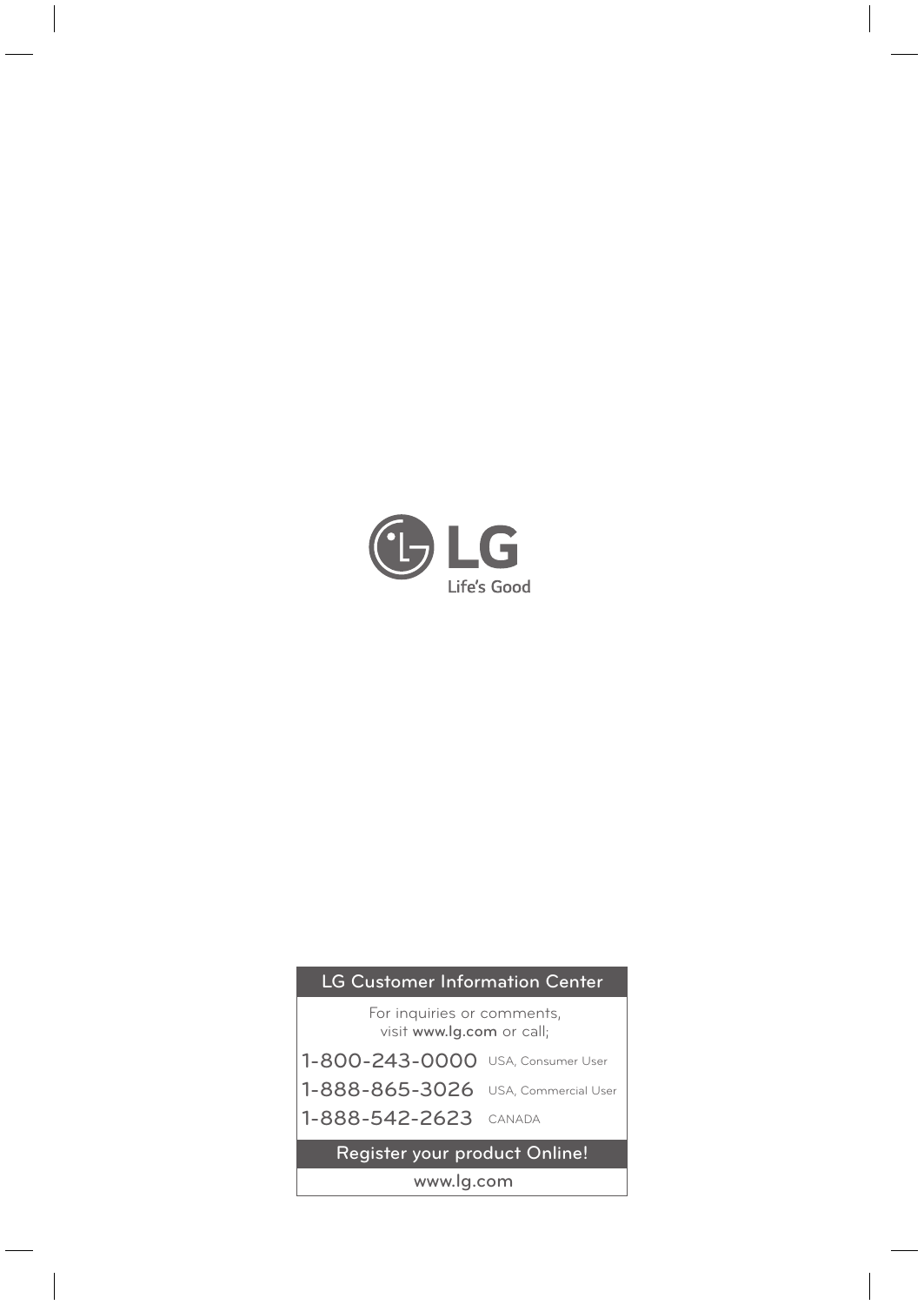LG

Life's Good

## LG Customer Information Center

For inquiries or comments, visit **www.lg.com** or call;

| | |
|---|---|
| 1-800-243-0000 | USA, Consumer User |
| 1-888-865-3026 | USA, Commercial User |
| 1-888-542-2623 | CANADA |

## Register your product Online!

www.lg.com